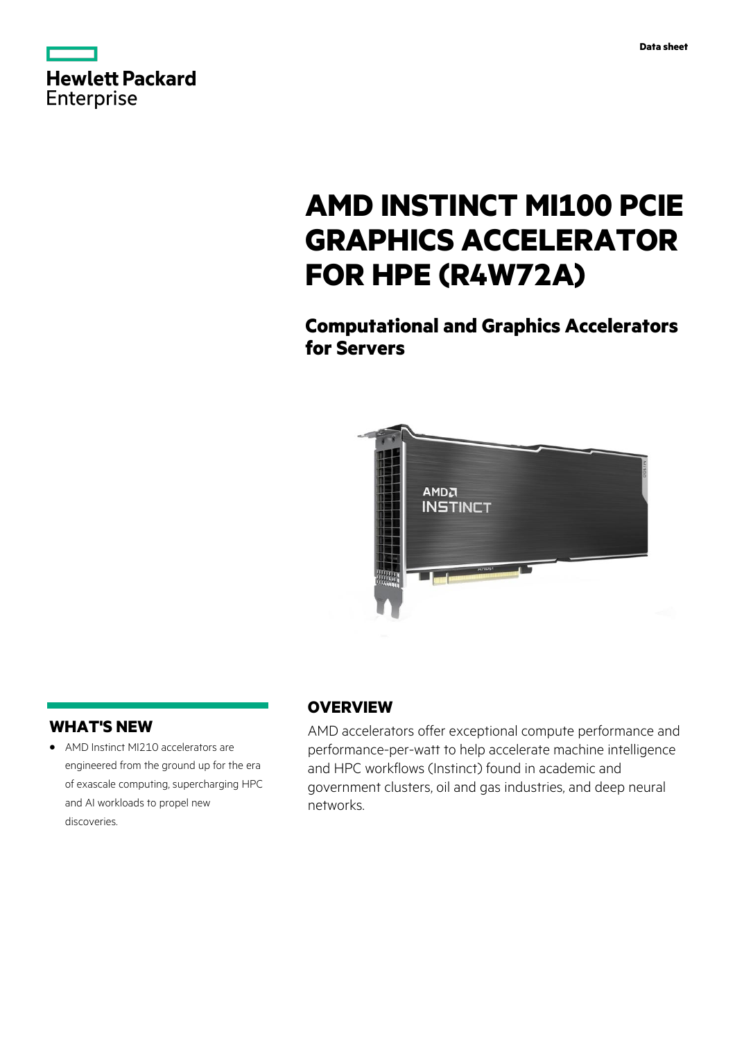# AMD INSTINCT MI100 PCIE GRAPHICS ACCELERATOR FOR HPE (R4W72A)

## Computational and Graphics Accelerators for Servers

## WHAT'S NEW

- AMD Instinct MI210 accelerators are engineered from the ground up for the era of exascale computing, supercharging HPC and AI workloads to propel new discoveries.

## OVERVIEW

AMD accelerators offer exceptional compute performance and performance-per-watt to help accelerate machine intelligence and HPC workflows (Instinct) found in academic and government clusters, oil and gas industries, and deep neural networks.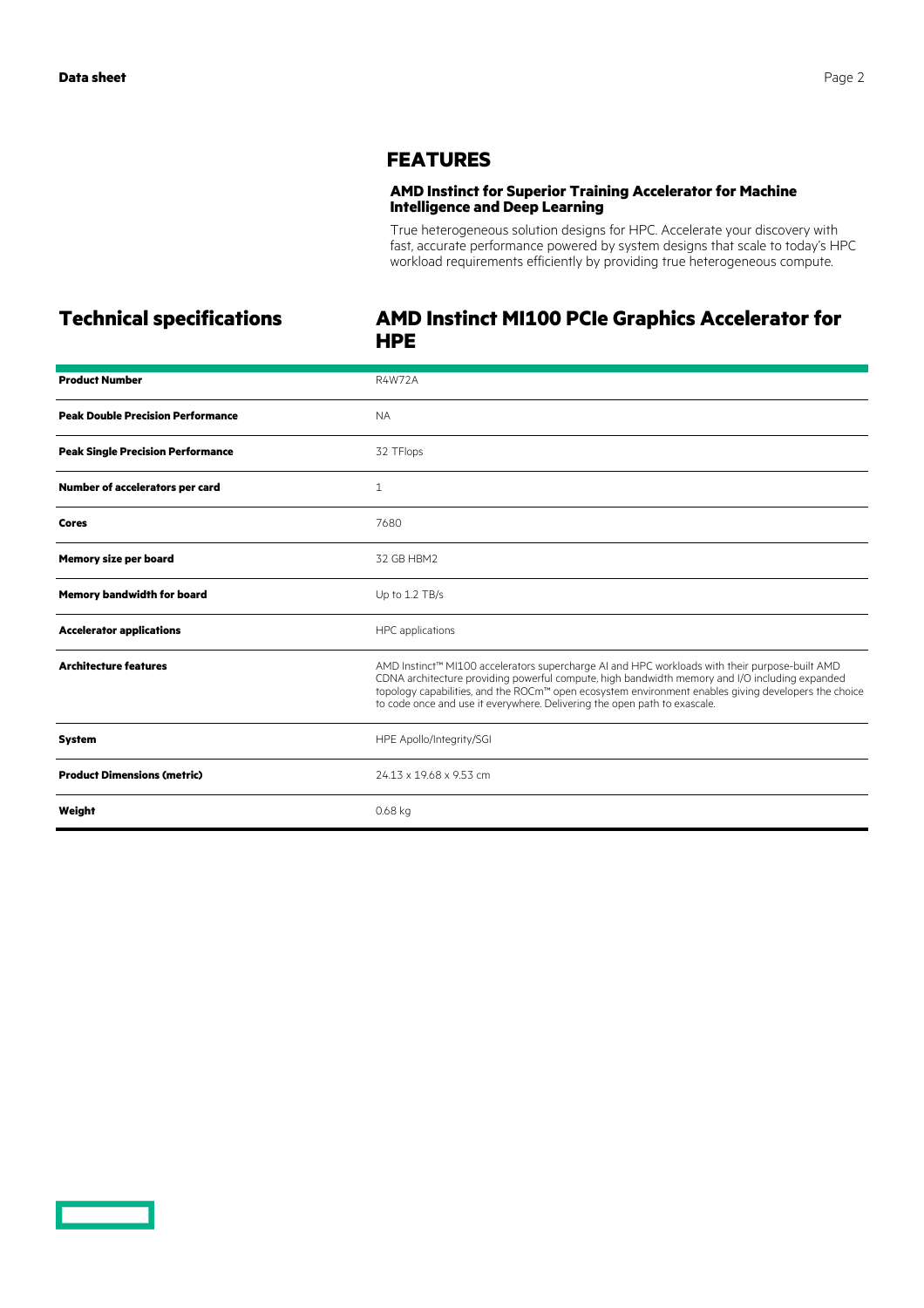## FEATURES

### AMD Instinct for Superior Training Accelerator for Machine Intelligence and Deep Learning

True heterogeneous solution designs for HPC. Accelerate your discovery with fast, accurate performance powered by system designs that scale to today's HPC workload requirements efficiently by providing true heterogeneous compute.

## Technical specifications

## AMD Instinct MI100 PCIe Graphics Accelerator for HPE

| | |
|---|---|
| **Product Number** | R4W72A |
| **Peak Double Precision Performance** | NA |
| **Peak Single Precision Performance** | 32 TFlops |
| **Number of accelerators per card** | 1 |
| **Cores** | 7680 |
| **Memory size per board** | 32 GB HBM2 |
| **Memory bandwidth for board** | Up to 1.2 TB/s |
| **Accelerator applications** | HPC applications |
| **Architecture features** | AMD Instinct™ MI100 accelerators supercharge AI and HPC workloads with their purpose-built AMD CDNA architecture providing powerful compute, high bandwidth memory and I/O including expanded topology capabilities, and the ROCm™ open ecosystem environment enables giving developers the choice to code once and use it everywhere. Delivering the open path to exascale. |
| **System** | HPE Apollo/Integrity/SGI |
| **Product Dimensions (metric)** | 24.13 x 19.68 x 9.53 cm |
| **Weight** | 0.68 kg |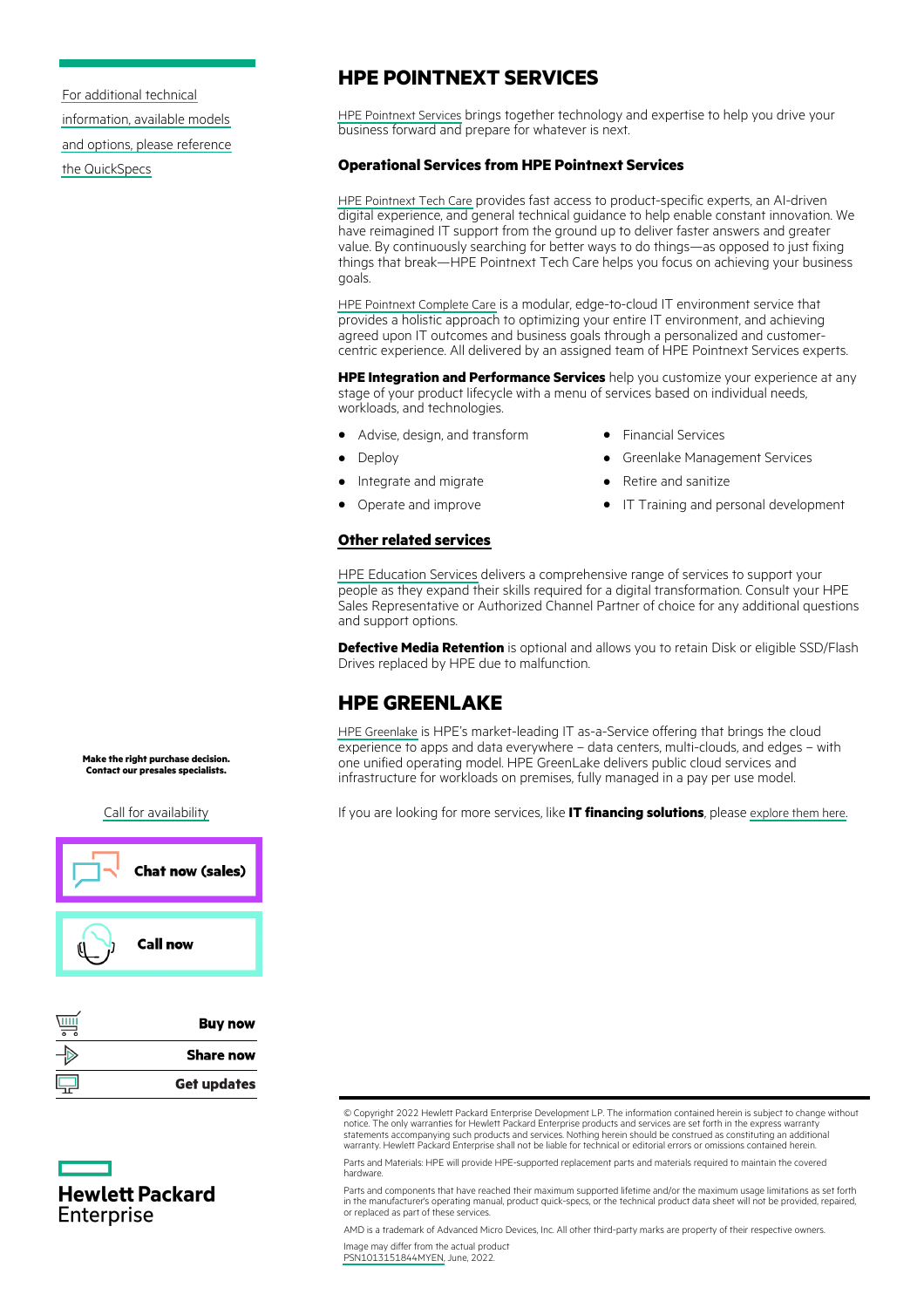For additional technical information, available models and options, please reference the QuickSpecs

## HPE POINTNEXT SERVICES

HPE Pointnext Services brings together technology and expertise to help you drive your business forward and prepare for whatever is next.

### Operational Services from HPE Pointnext Services

HPE Pointnext Tech Care provides fast access to product-specific experts, an AI-driven digital experience, and general technical guidance to help enable constant innovation. We have reimagined IT support from the ground up to deliver faster answers and greater value. By continuously searching for better ways to do things—as opposed to just fixing things that break—HPE Pointnext Tech Care helps you focus on achieving your business goals.

HPE Pointnext Complete Care is a modular, edge-to-cloud IT environment service that provides a holistic approach to optimizing your entire IT environment, and achieving agreed upon IT outcomes and business goals through a personalized and customer-centric experience. All delivered by an assigned team of HPE Pointnext Services experts.

**HPE Integration and Performance Services** help you customize your experience at any stage of your product lifecycle with a menu of services based on individual needs, workloads, and technologies.

- Advise, design, and transform
- Deploy
- Integrate and migrate
- Operate and improve
- Financial Services
- Greenlake Management Services
- Retire and sanitize
- IT Training and personal development

### Other related services

HPE Education Services delivers a comprehensive range of services to support your people as they expand their skills required for a digital transformation. Consult your HPE Sales Representative or Authorized Channel Partner of choice for any additional questions and support options.

**Defective Media Retention** is optional and allows you to retain Disk or eligible SSD/Flash Drives replaced by HPE due to malfunction.

## HPE GREENLAKE

HPE Greenlake is HPE's market-leading IT as-a-Service offering that brings the cloud experience to apps and data everywhere – data centers, multi-clouds, and edges – with one unified operating model. HPE GreenLake delivers public cloud services and infrastructure for workloads on premises, fully managed in a pay per use model.

If you are looking for more services, like **IT financing solutions**, please explore them here.

**Make the right purchase decision. Contact our presales specialists.**

Call for availability

**Chat now (sales)**

**Call now**

**Buy now**

**Share now**

**Get updates**

Hewlett Packard Enterprise

© Copyright 2022 Hewlett Packard Enterprise Development LP. The information contained herein is subject to change without notice. The only warranties for Hewlett Packard Enterprise products and services are set forth in the express warranty statements accompanying such products and services. Nothing herein should be construed as constituting an additional warranty. Hewlett Packard Enterprise shall not be liable for technical or editorial errors or omissions contained herein.

Parts and Materials: HPE will provide HPE-supported replacement parts and materials required to maintain the covered hardware.

Parts and components that have reached their maximum supported lifetime and/or the maximum usage limitations as set forth in the manufacturer's operating manual, product quick-specs, or the technical product data sheet will not be provided, repaired, or replaced as part of these services.

AMD is a trademark of Advanced Micro Devices, Inc. All other third-party marks are property of their respective owners.

Image may differ from the actual product
PSN1013151844MYEN, June, 2022.